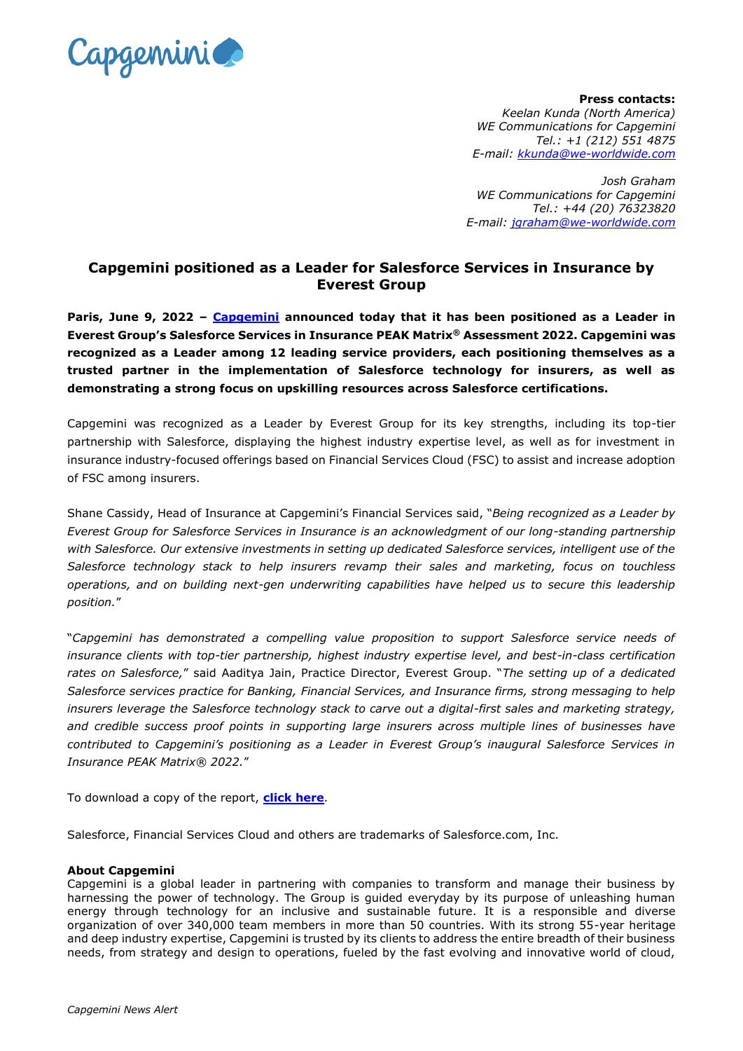**Press contacts:**
*Keelan Kunda (North America)*
*WE Communications for Capgemini*
*Tel.: +1 (212) 551 4875*
*E-mail: [kkunda@we-worldwide.com](mailto:kkunda@we-worldwide.com)*

*Josh Graham*
*WE Communications for Capgemini*
*Tel.: +44 (20) 76323820*
*E-mail: [jgraham@we-worldwide.com](mailto:jgraham@we-worldwide.com)*

# Capgemini positioned as a Leader for Salesforce Services in Insurance by Everest Group

**Paris, June 9, 2022 – Capgemini announced today that it has been positioned as a Leader in Everest Group's Salesforce Services in Insurance PEAK Matrix® Assessment 2022. Capgemini was recognized as a Leader among 12 leading service providers, each positioning themselves as a trusted partner in the implementation of Salesforce technology for insurers, as well as demonstrating a strong focus on upskilling resources across Salesforce certifications.**

Capgemini was recognized as a Leader by Everest Group for its key strengths, including its top-tier partnership with Salesforce, displaying the highest industry expertise level, as well as for investment in insurance industry-focused offerings based on Financial Services Cloud (FSC) to assist and increase adoption of FSC among insurers.

Shane Cassidy, Head of Insurance at Capgemini's Financial Services said, "*Being recognized as a Leader by Everest Group for Salesforce Services in Insurance is an acknowledgment of our long-standing partnership with Salesforce. Our extensive investments in setting up dedicated Salesforce services, intelligent use of the Salesforce technology stack to help insurers revamp their sales and marketing, focus on touchless operations, and on building next-gen underwriting capabilities have helped us to secure this leadership position.*"

"*Capgemini has demonstrated a compelling value proposition to support Salesforce service needs of insurance clients with top-tier partnership, highest industry expertise level, and best-in-class certification rates on Salesforce,*" said Aaditya Jain, Practice Director, Everest Group. "*The setting up of a dedicated Salesforce services practice for Banking, Financial Services, and Insurance firms, strong messaging to help insurers leverage the Salesforce technology stack to carve out a digital-first sales and marketing strategy, and credible success proof points in supporting large insurers across multiple lines of businesses have contributed to Capgemini's positioning as a Leader in Everest Group's inaugural Salesforce Services in Insurance PEAK Matrix® 2022.*"

To download a copy of the report, **click here**.

Salesforce, Financial Services Cloud and others are trademarks of Salesforce.com, Inc.

**About Capgemini**
Capgemini is a global leader in partnering with companies to transform and manage their business by harnessing the power of technology. The Group is guided everyday by its purpose of unleashing human energy through technology for an inclusive and sustainable future. It is a responsible and diverse organization of over 340,000 team members in more than 50 countries. With its strong 55-year heritage and deep industry expertise, Capgemini is trusted by its clients to address the entire breadth of their business needs, from strategy and design to operations, fueled by the fast evolving and innovative world of cloud,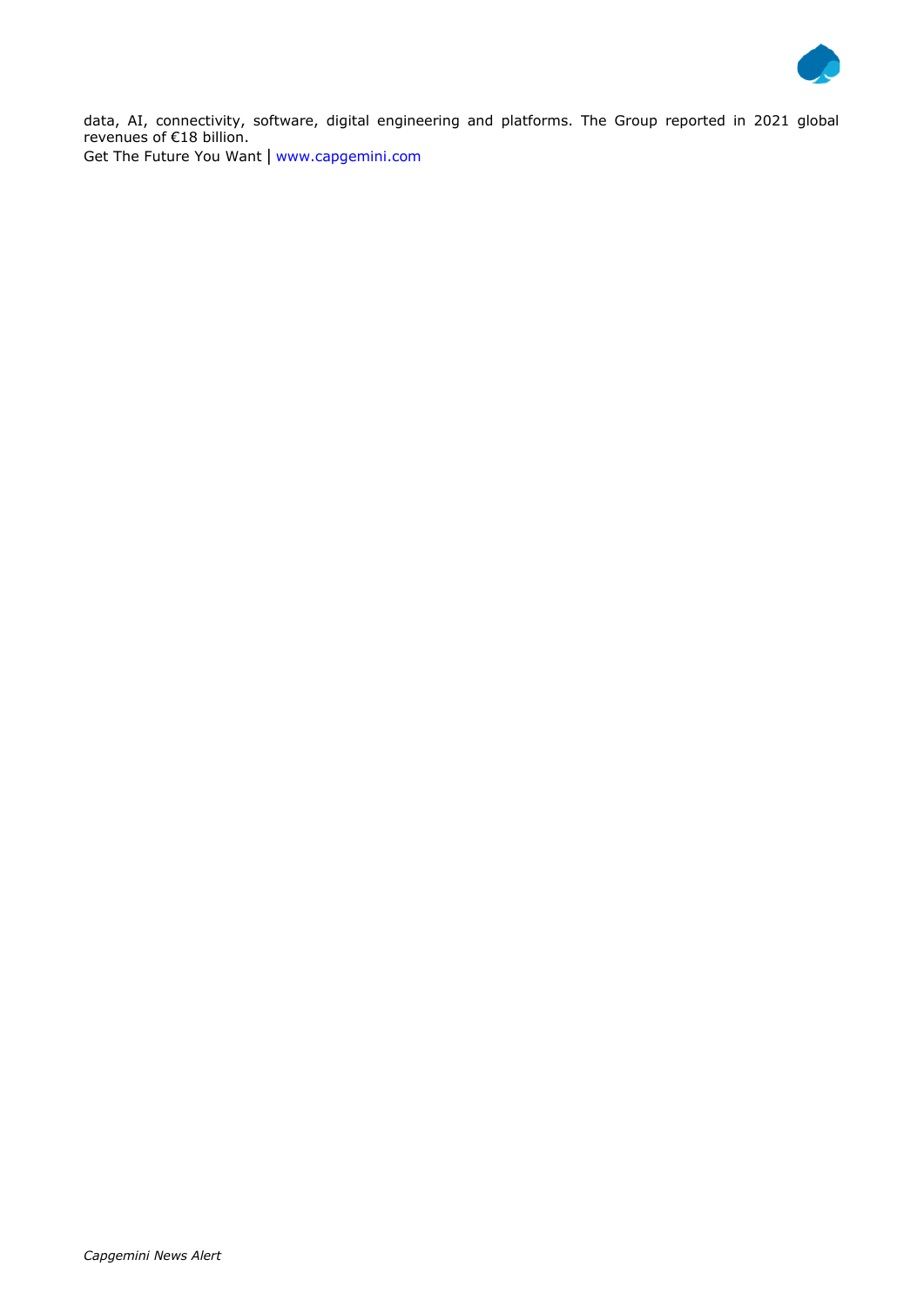data, AI, connectivity, software, digital engineering and platforms. The Group reported in 2021 global revenues of €18 billion.
Get The Future You Want | www.capgemini.com